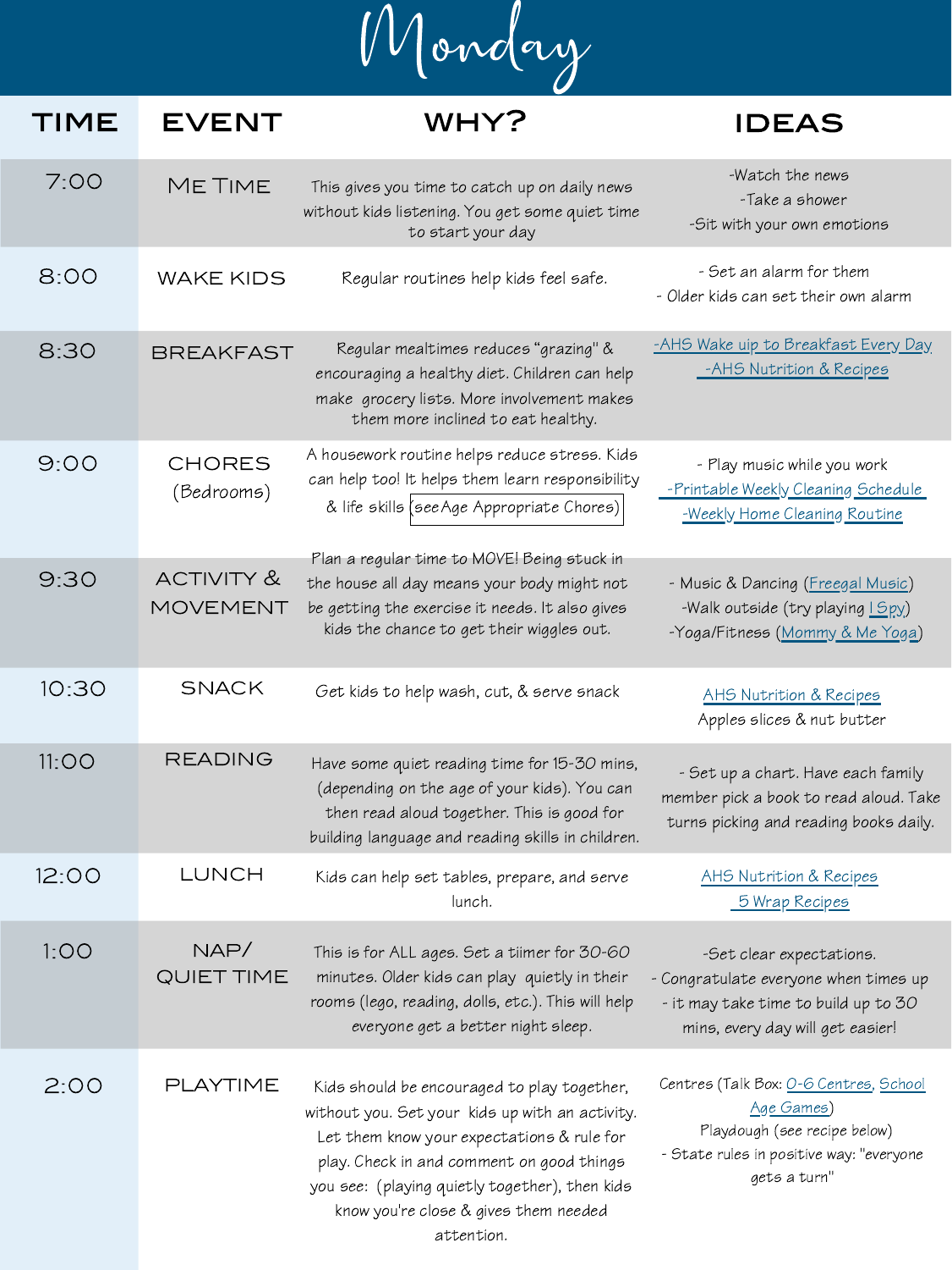# Monday

| TIME | EVENT | WHY? | IDEAS |
|---|---|---|---|
| 7:00 | ME TIME | This gives you time to catch up on daily news without kids listening. You get some quiet time to start your day | -Watch the news<br>-Take a shower<br>-Sit with your own emotions |
| 8:00 | WAKE KIDS | Regular routines help kids feel safe. | - Set an alarm for them<br>- Older kids can set their own alarm |
| 8:30 | BREAKFAST | Regular mealtimes reduces "grazing" & encouraging a healthy diet. Children can help make grocery lists. More involvement makes them more inclined to eat healthy. | -AHS Wake uip to Breakfast Every Day<br>-AHS Nutrition & Recipes |
| 9:00 | CHORES (Bedrooms) | A housework routine helps reduce stress. Kids can help too! It helps them learn responsibility & life skills (see Age Appropriate Chores) | - Play music while you work<br>-Printable Weekly Cleaning Schedule<br>-Weekly Home Cleaning Routine |
| 9:30 | ACTIVITY & MOVEMENT | Plan a regular time to MOVE! Being stuck in the house all day means your body might not be getting the exercise it needs. It also gives kids the chance to get their wiggles out. | - Music & Dancing (Freegal Music)<br>-Walk outside (try playing I Spy)<br>-Yoga/Fitness (Mommy & Me Yoga) |
| 10:30 | SNACK | Get kids to help wash, cut, & serve snack | AHS Nutrition & Recipes<br>Apples slices & nut butter |
| 11:00 | READING | Have some quiet reading time for 15-30 mins, (depending on the age of your kids). You can then read aloud together. This is good for building language and reading skills in children. | - Set up a chart. Have each family member pick a book to read aloud. Take turns picking and reading books daily. |
| 12:00 | LUNCH | Kids can help set tables, prepare, and serve lunch. | AHS Nutrition & Recipes<br>5 Wrap Recipes |
| 1:00 | NAP/ QUIET TIME | This is for ALL ages. Set a tiimer for 30-60 minutes. Older kids can play quietly in their rooms (lego, reading, dolls, etc.). This will help everyone get a better night sleep. | -Set clear expectations.<br>- Congratulate everyone when times up<br>- it may take time to build up to 30 mins, every day will get easier! |
| 2:00 | PLAYTIME | Kids should be encouraged to play together, without you. Set your kids up with an activity. Let them know your expectations & rule for play. Check in and comment on good things you see: (playing quietly together), then kids know you're close & gives them needed attention. | Centres (Talk Box: 0-6 Centres, School Age Games)<br>Playdough (see recipe below)<br>- State rules in positive way: "everyone gets a turn" |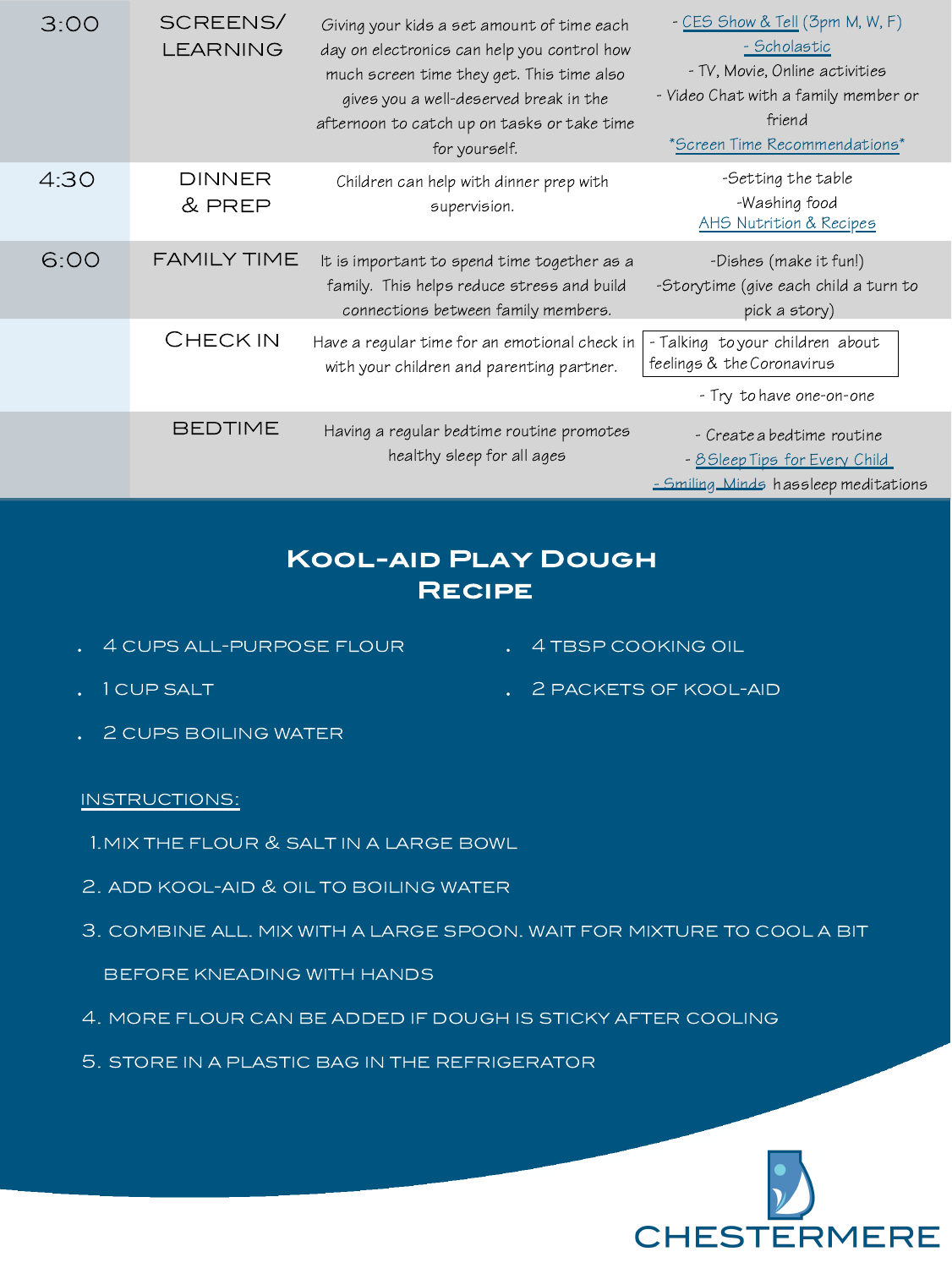| | | | |
|---|---|---|---|
| 3:00 | SCREENS/ LEARNING | Giving your kids a set amount of time each day on electronics can help you control how much screen time they get. This time also gives you a well-deserved break in the afternoon to catch up on tasks or take time for yourself. | - CES Show & Tell (3pm M, W, F)<br>- Scholastic<br>- TV, Movie, Online activities<br>- Video Chat with a family member or friend<br>*Screen Time Recommendations* |
| 4:30 | DINNER & PREP | Children can help with dinner prep with supervision. | -Setting the table<br>-Washing food<br>AHS Nutrition & Recipes |
| 6:00 | FAMILY TIME | It is important to spend time together as a family. This helps reduce stress and build connections between family members. | -Dishes (make it fun!)<br>-Storytime (give each child a turn to pick a story) |
| | CHECK IN | Have a regular time for an emotional check in with your children and parenting partner. | - Talking to your children about feelings & the Coronavirus<br>- Try to have one-on-one |
| | BEDTIME | Having a regular bedtime routine promotes healthy sleep for all ages | - Create a bedtime routine<br>- 8 Sleep Tips for Every Child<br>- Smiling Minds has sleep meditations |

## Kool-aid Play Dough Recipe

- 4 cups all-purpose flour
- 1 cup salt
- 2 cups boiling water
- 4 tbsp cooking oil
- 2 packets of Kool-aid

INSTRUCTIONS:

1. Mix the flour & salt in a large bowl
2. Add Kool-aid & oil to boiling water
3. Combine all. Mix with a large spoon. Wait for mixture to cool a bit before kneading with hands
4. More flour can be added if dough is sticky after cooling
5. Store in a plastic bag in the refrigerator

CHESTERMERE